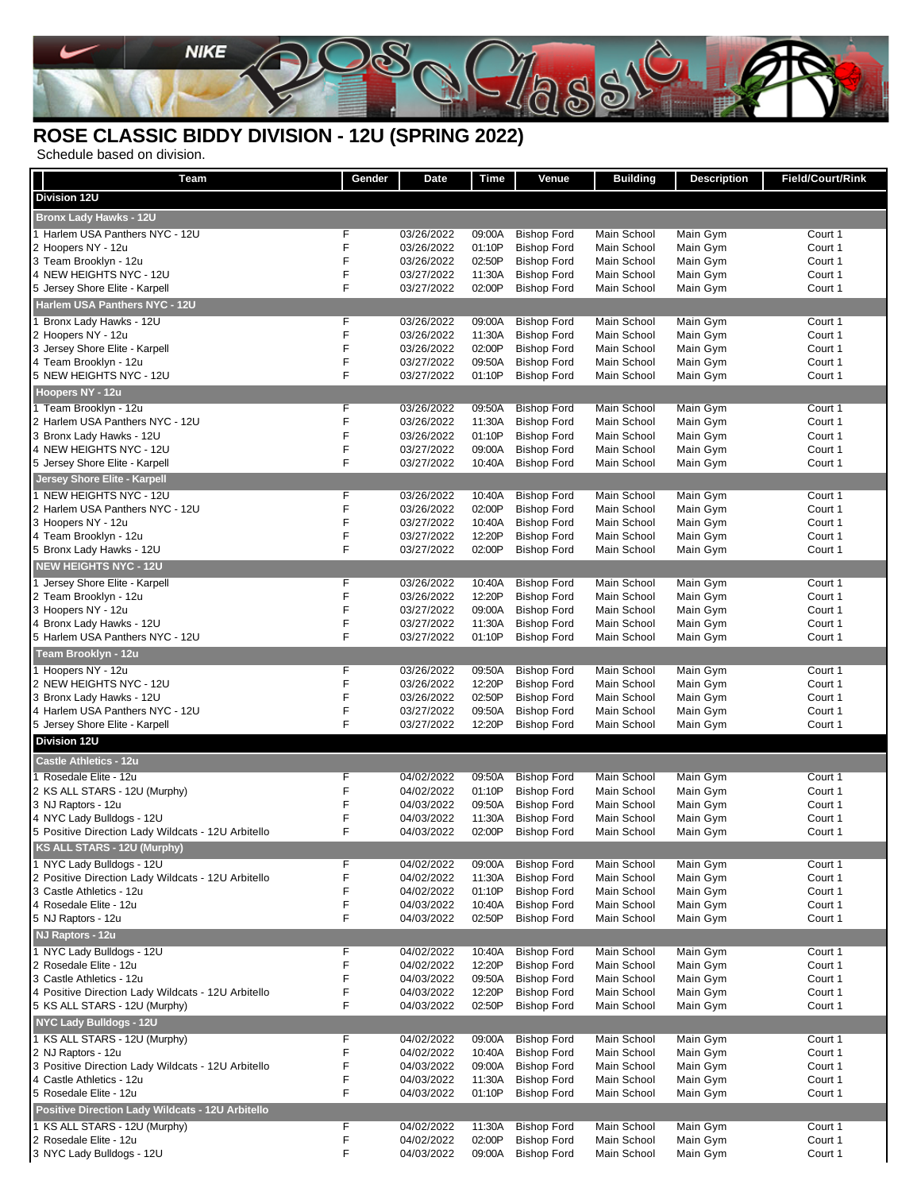# ROSE CLASSIC BIDDY DIVISION - 12U (SPRING 2022)

Schedule based on division.

| Team | Gender | Date | Time | Venue | Building | Description | Field/Court/Rink |
|---|---|---|---|---|---|---|---|
| **Division 12U** | | | | | | | |
| **Bronx Lady Hawks - 12U** | | | | | | | |
| 1 Harlem USA Panthers NYC - 12U | F | 03/26/2022 | 09:00A | Bishop Ford | Main School | Main Gym | Court 1 |
| 2 Hoopers NY - 12u | F | 03/26/2022 | 01:10P | Bishop Ford | Main School | Main Gym | Court 1 |
| 3 Team Brooklyn - 12u | F | 03/26/2022 | 02:50P | Bishop Ford | Main School | Main Gym | Court 1 |
| 4 NEW HEIGHTS NYC - 12U | F | 03/27/2022 | 11:30A | Bishop Ford | Main School | Main Gym | Court 1 |
| 5 Jersey Shore Elite - Karpell | F | 03/27/2022 | 02:00P | Bishop Ford | Main School | Main Gym | Court 1 |
| **Harlem USA Panthers NYC - 12U** | | | | | | | |
| 1 Bronx Lady Hawks - 12U | F | 03/26/2022 | 09:00A | Bishop Ford | Main School | Main Gym | Court 1 |
| 2 Hoopers NY - 12u | F | 03/26/2022 | 11:30A | Bishop Ford | Main School | Main Gym | Court 1 |
| 3 Jersey Shore Elite - Karpell | F | 03/26/2022 | 02:00P | Bishop Ford | Main School | Main Gym | Court 1 |
| 4 Team Brooklyn - 12u | F | 03/27/2022 | 09:50A | Bishop Ford | Main School | Main Gym | Court 1 |
| 5 NEW HEIGHTS NYC - 12U | F | 03/27/2022 | 01:10P | Bishop Ford | Main School | Main Gym | Court 1 |
| **Hoopers NY - 12u** | | | | | | | |
| 1 Team Brooklyn - 12u | F | 03/26/2022 | 09:50A | Bishop Ford | Main School | Main Gym | Court 1 |
| 2 Harlem USA Panthers NYC - 12U | F | 03/26/2022 | 11:30A | Bishop Ford | Main School | Main Gym | Court 1 |
| 3 Bronx Lady Hawks - 12U | F | 03/26/2022 | 01:10P | Bishop Ford | Main School | Main Gym | Court 1 |
| 4 NEW HEIGHTS NYC - 12U | F | 03/27/2022 | 09:00A | Bishop Ford | Main School | Main Gym | Court 1 |
| 5 Jersey Shore Elite - Karpell | F | 03/27/2022 | 10:40A | Bishop Ford | Main School | Main Gym | Court 1 |
| **Jersey Shore Elite - Karpell** | | | | | | | |
| 1 NEW HEIGHTS NYC - 12U | F | 03/26/2022 | 10:40A | Bishop Ford | Main School | Main Gym | Court 1 |
| 2 Harlem USA Panthers NYC - 12U | F | 03/26/2022 | 02:00P | Bishop Ford | Main School | Main Gym | Court 1 |
| 3 Hoopers NY - 12u | F | 03/27/2022 | 10:40A | Bishop Ford | Main School | Main Gym | Court 1 |
| 4 Team Brooklyn - 12u | F | 03/27/2022 | 12:20P | Bishop Ford | Main School | Main Gym | Court 1 |
| 5 Bronx Lady Hawks - 12U | F | 03/27/2022 | 02:00P | Bishop Ford | Main School | Main Gym | Court 1 |
| **NEW HEIGHTS NYC - 12U** | | | | | | | |
| 1 Jersey Shore Elite - Karpell | F | 03/26/2022 | 10:40A | Bishop Ford | Main School | Main Gym | Court 1 |
| 2 Team Brooklyn - 12u | F | 03/26/2022 | 12:20P | Bishop Ford | Main School | Main Gym | Court 1 |
| 3 Hoopers NY - 12u | F | 03/27/2022 | 09:00A | Bishop Ford | Main School | Main Gym | Court 1 |
| 4 Bronx Lady Hawks - 12U | F | 03/27/2022 | 11:30A | Bishop Ford | Main School | Main Gym | Court 1 |
| 5 Harlem USA Panthers NYC - 12U | F | 03/27/2022 | 01:10P | Bishop Ford | Main School | Main Gym | Court 1 |
| **Team Brooklyn - 12u** | | | | | | | |
| 1 Hoopers NY - 12u | F | 03/26/2022 | 09:50A | Bishop Ford | Main School | Main Gym | Court 1 |
| 2 NEW HEIGHTS NYC - 12U | F | 03/26/2022 | 12:20P | Bishop Ford | Main School | Main Gym | Court 1 |
| 3 Bronx Lady Hawks - 12U | F | 03/26/2022 | 02:50P | Bishop Ford | Main School | Main Gym | Court 1 |
| 4 Harlem USA Panthers NYC - 12U | F | 03/27/2022 | 09:50A | Bishop Ford | Main School | Main Gym | Court 1 |
| 5 Jersey Shore Elite - Karpell | F | 03/27/2022 | 12:20P | Bishop Ford | Main School | Main Gym | Court 1 |
| **Division 12U** | | | | | | | |
| **Castle Athletics - 12u** | | | | | | | |
| 1 Rosedale Elite - 12u | F | 04/02/2022 | 09:50A | Bishop Ford | Main School | Main Gym | Court 1 |
| 2 KS ALL STARS - 12U (Murphy) | F | 04/02/2022 | 01:10P | Bishop Ford | Main School | Main Gym | Court 1 |
| 3 NJ Raptors - 12u | F | 04/03/2022 | 09:50A | Bishop Ford | Main School | Main Gym | Court 1 |
| 4 NYC Lady Bulldogs - 12U | F | 04/03/2022 | 11:30A | Bishop Ford | Main School | Main Gym | Court 1 |
| 5 Positive Direction Lady Wildcats - 12U Arbitello | F | 04/03/2022 | 02:00P | Bishop Ford | Main School | Main Gym | Court 1 |
| **KS ALL STARS - 12U (Murphy)** | | | | | | | |
| 1 NYC Lady Bulldogs - 12U | F | 04/02/2022 | 09:00A | Bishop Ford | Main School | Main Gym | Court 1 |
| 2 Positive Direction Lady Wildcats - 12U Arbitello | F | 04/02/2022 | 11:30A | Bishop Ford | Main School | Main Gym | Court 1 |
| 3 Castle Athletics - 12u | F | 04/02/2022 | 01:10P | Bishop Ford | Main School | Main Gym | Court 1 |
| 4 Rosedale Elite - 12u | F | 04/03/2022 | 10:40A | Bishop Ford | Main School | Main Gym | Court 1 |
| 5 NJ Raptors - 12u | F | 04/03/2022 | 02:50P | Bishop Ford | Main School | Main Gym | Court 1 |
| **NJ Raptors - 12u** | | | | | | | |
| 1 NYC Lady Bulldogs - 12U | F | 04/02/2022 | 10:40A | Bishop Ford | Main School | Main Gym | Court 1 |
| 2 Rosedale Elite - 12u | F | 04/02/2022 | 12:20P | Bishop Ford | Main School | Main Gym | Court 1 |
| 3 Castle Athletics - 12u | F | 04/03/2022 | 09:50A | Bishop Ford | Main School | Main Gym | Court 1 |
| 4 Positive Direction Lady Wildcats - 12U Arbitello | F | 04/03/2022 | 12:20P | Bishop Ford | Main School | Main Gym | Court 1 |
| 5 KS ALL STARS - 12U (Murphy) | F | 04/03/2022 | 02:50P | Bishop Ford | Main School | Main Gym | Court 1 |
| **NYC Lady Bulldogs - 12U** | | | | | | | |
| 1 KS ALL STARS - 12U (Murphy) | F | 04/02/2022 | 09:00A | Bishop Ford | Main School | Main Gym | Court 1 |
| 2 NJ Raptors - 12u | F | 04/02/2022 | 10:40A | Bishop Ford | Main School | Main Gym | Court 1 |
| 3 Positive Direction Lady Wildcats - 12U Arbitello | F | 04/03/2022 | 09:00A | Bishop Ford | Main School | Main Gym | Court 1 |
| 4 Castle Athletics - 12u | F | 04/03/2022 | 11:30A | Bishop Ford | Main School | Main Gym | Court 1 |
| 5 Rosedale Elite - 12u | F | 04/03/2022 | 01:10P | Bishop Ford | Main School | Main Gym | Court 1 |
| **Positive Direction Lady Wildcats - 12U Arbitello** | | | | | | | |
| 1 KS ALL STARS - 12U (Murphy) | F | 04/02/2022 | 11:30A | Bishop Ford | Main School | Main Gym | Court 1 |
| 2 Rosedale Elite - 12u | F | 04/02/2022 | 02:00P | Bishop Ford | Main School | Main Gym | Court 1 |
| 3 NYC Lady Bulldogs - 12U | F | 04/03/2022 | 09:00A | Bishop Ford | Main School | Main Gym | Court 1 |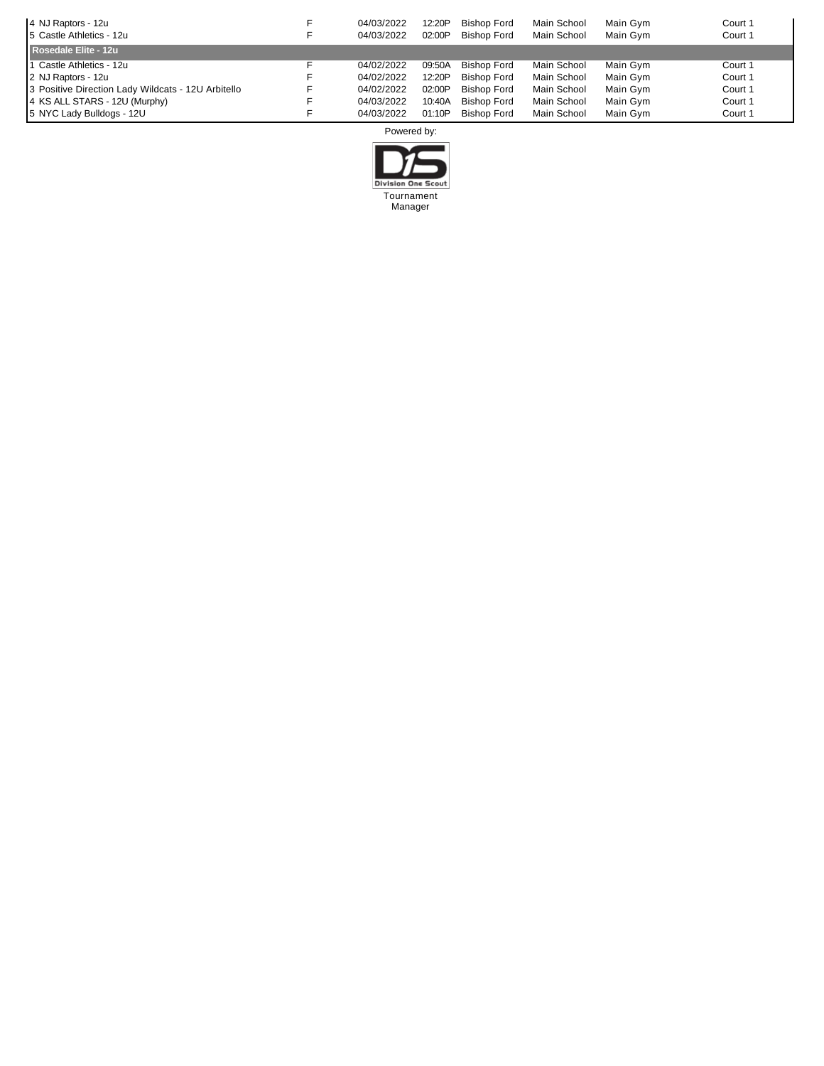| | | | | | | | | |
|---|---|---|---|---|---|---|---|---|
| 4 NJ Raptors - 12u | F | 04/03/2022 | 12:20P | Bishop Ford | Main School | Main Gym | Court 1 |
| 5 Castle Athletics - 12u | F | 04/03/2022 | 02:00P | Bishop Ford | Main School | Main Gym | Court 1 |
| **Rosedale Elite - 12u** | | | | | | | |
| 1 Castle Athletics - 12u | F | 04/02/2022 | 09:50A | Bishop Ford | Main School | Main Gym | Court 1 |
| 2 NJ Raptors - 12u | F | 04/02/2022 | 12:20P | Bishop Ford | Main School | Main Gym | Court 1 |
| 3 Positive Direction Lady Wildcats - 12U Arbitello | F | 04/02/2022 | 02:00P | Bishop Ford | Main School | Main Gym | Court 1 |
| 4 KS ALL STARS - 12U (Murphy) | F | 04/03/2022 | 10:40A | Bishop Ford | Main School | Main Gym | Court 1 |
| 5 NYC Lady Bulldogs - 12U | F | 04/03/2022 | 01:10P | Bishop Ford | Main School | Main Gym | Court 1 |

Powered by:

Division One Scout

Tournament Manager